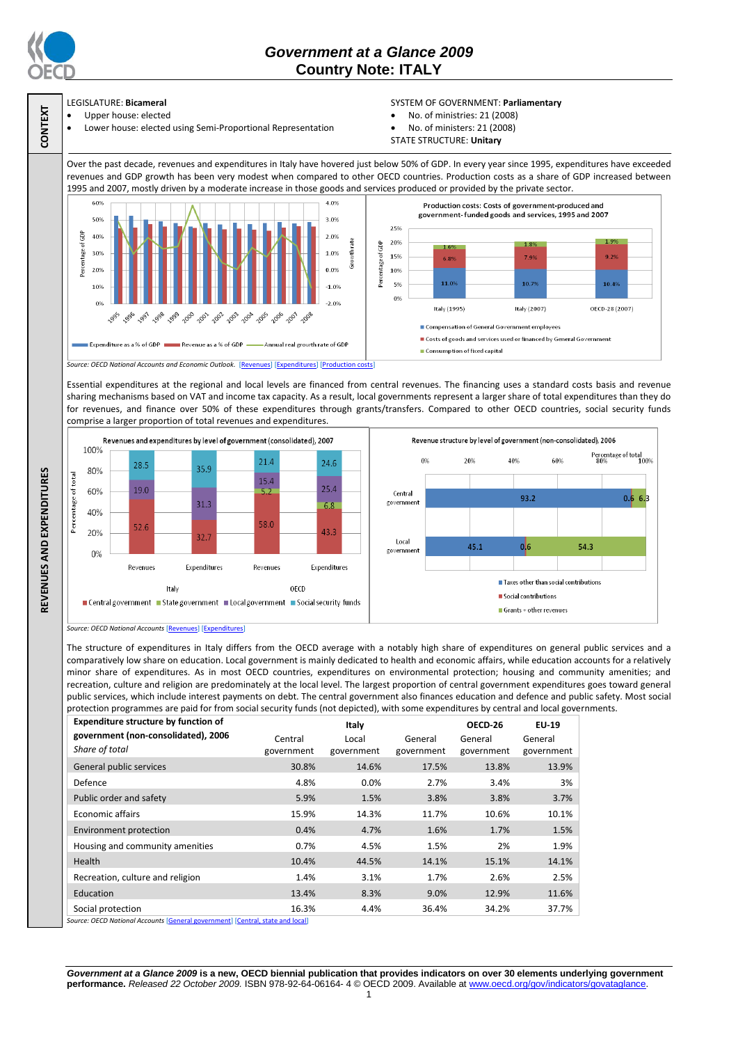# Government at a Glance 2009
## Country Note: ITALY

**CONTEXT**

LEGISLATURE: **Bicameral**
- Upper house: elected
- Lower house: elected using Semi-Proportional Representation

SYSTEM OF GOVERNMENT: **Parliamentary**
- No. of ministries: 21 (2008)
- No. of ministers: 21 (2008)

STATE STRUCTURE: **Unitary**

**REVENUES AND EXPENDITURES**

Over the past decade, revenues and expenditures in Italy have hovered just below 50% of GDP. In every year since 1995, expenditures have exceeded revenues and GDP growth has been very modest when compared to other OECD countries. Production costs as a share of GDP increased between 1995 and 2007, mostly driven by a moderate increase in those goods and services produced or provided by the private sector.

**Production costs: Costs of government-produced and government-funded goods and services, 1995 and 2007**

| | Italy (1995) | Italy (2007) | OECD-28 (2007) |
|---|---|---|---|
| Compensation of General Government employees | 11.0% | 10.7% | 10.4% |
| Costs of goods and services used or financed by General Government | 6.8% | 7.9% | 9.2% |
| Consumption of fixed capital | 1.6% | 1.8% | 1.9% |

*Source: OECD National Accounts and Economic Outlook.* [Revenues] [Expenditures] [Production costs]

Essential expenditures at the regional and local levels are financed from central revenues. The financing uses a standard costs basis and revenue sharing mechanisms based on VAT and income tax capacity. As a result, local governments represent a larger share of total expenditures than they do for revenues, and finance over 50% of these expenditures through grants/transfers. Compared to other OECD countries, social security funds comprise a larger proportion of total revenues and expenditures.

**Revenues and expenditures by level of government (consolidated), 2007** (Percentage of total)

| | Italy Revenues | Italy Expenditures | OECD Revenues | OECD Expenditures |
|---|---|---|---|---|
| Central government | 52.6 | 32.7 | 58.0 | 43.3 |
| State government | | | 5.2 | 6.8 |
| Local government | 19.0 | 31.3 | 15.4 | 25.4 |
| Social security funds | 28.5 | 35.9 | 21.4 | 24.6 |

**Revenue structure by level of government (non-consolidated), 2006** (Percentage of total)

| | Taxes other than social contributions | Social contributions | Grants + other revenues |
|---|---|---|---|
| Central government | 93.2 | 0.6 | 6.3 |
| Local government | 45.1 | 0.6 | 54.3 |

*Source: OECD National Accounts* [Revenues] [Expenditures]

The structure of expenditures in Italy differs from the OECD average with a notably high share of expenditures on general public services and a comparatively low share on education. Local government is mainly dedicated to health and economic affairs, while education accounts for a relatively minor share of expenditures. As in most OECD countries, expenditures on environmental protection; housing and community amenities; and recreation, culture and religion are predominately at the local level. The largest proportion of central government expenditures goes toward general public services, which include interest payments on debt. The central government also finances education and defence and public safety. Most social protection programmes are paid for from social security funds (not depicted), with some expenditures by central and local governments.

| **Expenditure structure by function of government (non-consolidated), 2006** *Share of total* | **Italy** Central government | Local government | General government | **OECD-26** General government | **EU-19** General government |
|---|---|---|---|---|---|
| General public services | 30.8% | 14.6% | 17.5% | 13.8% | 13.9% |
| Defence | 4.8% | 0.0% | 2.7% | 3.4% | 3% |
| Public order and safety | 5.9% | 1.5% | 3.8% | 3.8% | 3.7% |
| Economic affairs | 15.9% | 14.3% | 11.7% | 10.6% | 10.1% |
| Environment protection | 0.4% | 4.7% | 1.6% | 1.7% | 1.5% |
| Housing and community amenities | 0.7% | 4.5% | 1.5% | 2% | 1.9% |
| Health | 10.4% | 44.5% | 14.1% | 15.1% | 14.1% |
| Recreation, culture and religion | 1.4% | 3.1% | 1.7% | 2.6% | 2.5% |
| Education | 13.4% | 8.3% | 9.0% | 12.9% | 11.6% |
| Social protection | 16.3% | 4.4% | 36.4% | 34.2% | 37.7% |

*Source: OECD National Accounts* [General government] [Central, state and local]

***Government at a Glance 2009*** **is a new, OECD biennial publication that provides indicators on over 30 elements underlying government performance.** *Released 22 October 2009.* ISBN 978-92-64-06164- 4 © OECD 2009. Available at www.oecd.org/gov/indicators/govataglance.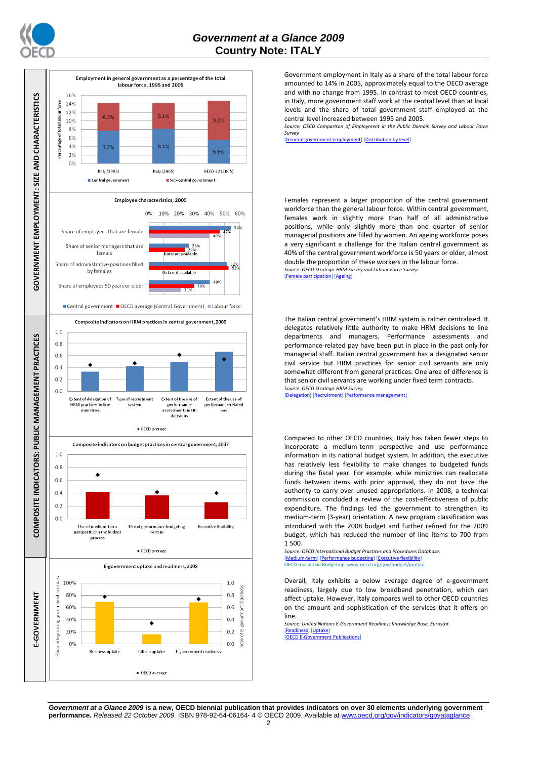# Government at a Glance 2009
## Country Note: ITALY

## GOVERNMENT EMPLOYMENT: SIZE AND CHARACTERISTICS

**Employment in general government as a percentage of the total labour force, 1995 and 2005**

| | Central government | Sub-central government |
|---|---|---|
| Italy (1995) | 7.7% | 6.5% |
| Italy (2005) | 8.1% | 6.1% |
| OECD-22 (2005) | 5.6% | 9.2% |

Government employment in Italy as a share of the total labour force amounted to 14% in 2005, approximately equal to the OECD average and with no change from 1995. In contrast to most OECD countries, in Italy, more government staff work at the central level than at local levels and the share of total government staff employed at the central level increased between 1995 and 2005.

*Source: OECD Comparison of Employment in the Public Domain Survey and Labour Force Survey*

[General government employment] [Distribution by level]

**Employee characteristics, 2005**

| | Central government | OECD average (Central Government) | Labour force |
|---|---|---|---|
| Share of employees that are female | 54% | 47% | 40% |
| Share of senior managers that are female | 26% | 24% | Data not available |
| Share of administrative positions filled by females | 52% | 52% | Data not available |
| Share of employees 50 years or older | 40% | 30% | 21% |

Females represent a larger proportion of the central government workforce than the general labour force. Within central government, females work in slightly more than half of all administrative positions, while only slightly more than one quarter of senior managerial positions are filled by women. An ageing workforce poses a very significant a challenge for the Italian central government as 40% of the central government workforce is 50 years or older, almost double the proportion of these workers in the labour force.

*Source: OECD Strategic HRM Survey and Labour Force Survey*

[Female participation] [Ageing]

## COMPOSITE INDICATORS: PUBLIC MANAGEMENT PRACTICES

**Composite indicators on HRM practices in central government, 2005**

Extent of delegation of HRM practices to line ministries; Type of recruitment system; Extent of the use of performance assessments in HR decisions; Extent of the use of performance-related pay

◆ OECD average

The Italian central government's HRM system is rather centralised. It delegates relatively little authority to make HRM decisions to line departments and managers. Performance assessments and performance-related pay have been put in place in the past only for managerial staff. Italian central government has a designated senior civil service but HRM practices for senior civil servants are only somewhat different from general practices. One area of difference is that senior civil servants are working under fixed term contracts.

*Source: OECD Strategic HRM Survey*

[Delegation] [Recruitment] [Performance management]

**Composite indicators on budget practices in central government, 2007**

Use of medium-term perspective in the budget process; Use of performance budgeting system; Executive flexibility

◆ OECD average

Compared to other OECD countries, Italy has taken fewer steps to incorporate a medium-term perspective and use performance information in its national budget system. In addition, the executive has relatively less flexibility to make changes to budgeted funds during the fiscal year. For example, while ministries can reallocate funds between items with prior approval, they do not have the authority to carry over unused appropriations. In 2008, a technical commission concluded a review of the cost-effectiveness of public expenditure. The findings led the government to strengthen its medium-term (3-year) orientation. A new program classification was introduced with the 2008 budget and further refined for the 2009 budget, which has reduced the number of line items to 700 from 1 500.

*Source: OECD International Budget Practices and Procedures Database.*

[Medium-term] [Performance budgeting] [Executive flexibility]

OECD Journal on Budgeting: www.oecd.org/gov/budget/journal

## E-GOVERNMENT

**E-government uptake and readiness, 2008**

Business uptake; Citizen uptake; E-government readiness

◆ OECD average

Overall, Italy exhibits a below average degree of e-government readiness, largely due to low broadband penetration, which can affect uptake. However, Italy compares well to other OECD countries on the amount and sophistication of the services that it offers on line.

*Source: United Nations E-Government Readiness Knowledge Base, Eurostat.*

[Readiness] [Uptake]

[OECD E-Government Publications]

***Government at a Glance 2009*** **is a new, OECD biennial publication that provides indicators on over 30 elements underlying government performance.** *Released 22 October 2009.* ISBN 978-92-64-06164- 4 © OECD 2009. Available at www.oecd.org/gov/indicators/govataglance.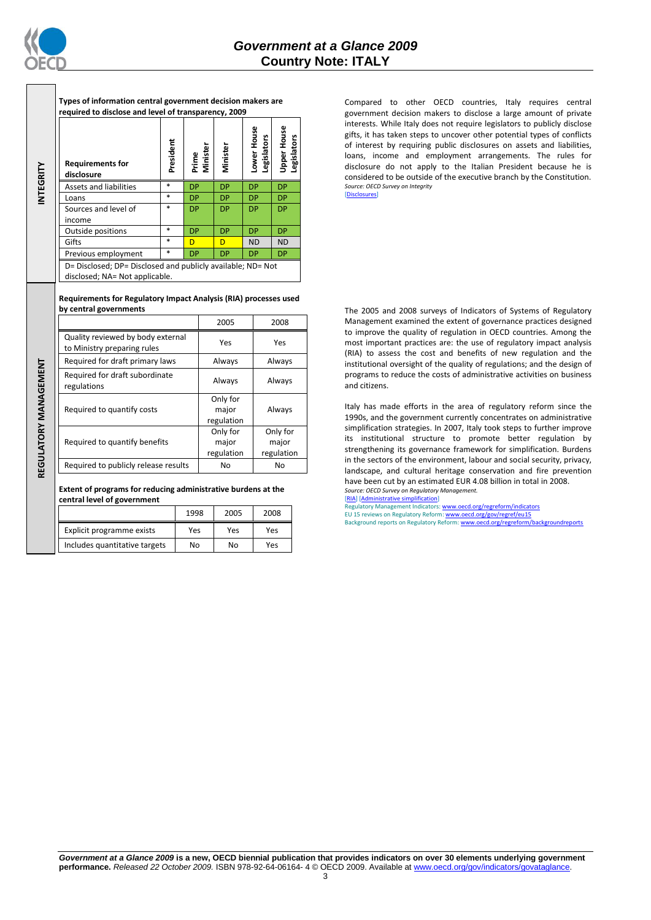## INTEGRITY

**Types of information central government decision makers are required to disclose and level of transparency, 2009**

| Requirements for disclosure | President | Prime Minister | Minister | Lower House Legislators | Upper House Legislators |
|---|---|---|---|---|---|
| Assets and liabilities | * | DP | DP | DP | DP |
| Loans | * | DP | DP | DP | DP |
| Sources and level of income | * | DP | DP | DP | DP |
| Outside positions | * | DP | DP | DP | DP |
| Gifts | * | D | D | ND | ND |
| Previous employment | * | DP | DP | DP | DP |

D= Disclosed; DP= Disclosed and publicly available; ND= Not disclosed; NA= Not applicable.

Compared to other OECD countries, Italy requires central government decision makers to disclose a large amount of private interests. While Italy does not require legislators to publicly disclose gifts, it has taken steps to uncover other potential types of conflicts of interest by requiring public disclosures on assets and liabilities, loans, income and employment arrangements. The rules for disclosure do not apply to the Italian President because he is considered to be outside of the executive branch by the Constitution.

*Source: OECD Survey on Integrity*

[Disclosures]

## REGULATORY MANAGEMENT

**Requirements for Regulatory Impact Analysis (RIA) processes used by central governments**

| | 2005 | 2008 |
|---|---|---|
| Quality reviewed by body external to Ministry preparing rules | Yes | Yes |
| Required for draft primary laws | Always | Always |
| Required for draft subordinate regulations | Always | Always |
| Required to quantify costs | Only for major regulation | Always |
| Required to quantify benefits | Only for major regulation | Only for major regulation |
| Required to publicly release results | No | No |

**Extent of programs for reducing administrative burdens at the central level of government**

| | 1998 | 2005 | 2008 |
|---|---|---|---|
| Explicit programme exists | Yes | Yes | Yes |
| Includes quantitative targets | No | No | Yes |

The 2005 and 2008 surveys of Indicators of Systems of Regulatory Management examined the extent of governance practices designed to improve the quality of regulation in OECD countries. Among the most important practices are: the use of regulatory impact analysis (RIA) to assess the cost and benefits of new regulation and the institutional oversight of the quality of regulations; and the design of programs to reduce the costs of administrative activities on business and citizens.

Italy has made efforts in the area of regulatory reform since the 1990s, and the government currently concentrates on administrative simplification strategies. In 2007, Italy took steps to further improve its institutional structure to promote better regulation by strengthening its governance framework for simplification. Burdens in the sectors of the environment, labour and social security, privacy, landscape, and cultural heritage conservation and fire prevention have been cut by an estimated EUR 4.08 billion in total in 2008.

*Source: OECD Survey on Regulatory Management.*

[RIA] [Administrative simplification]

Regulatory Management Indicators: www.oecd.org/regreform/indicators

EU 15 reviews on Regulatory Reform: www.oecd.org/gov/regref/eu15

Background reports on Regulatory Reform: www.oecd.org/regreform/backgroundreports

***Government at a Glance 2009* is a new, OECD biennial publication that provides indicators on over 30 elements underlying government performance.** *Released 22 October 2009.* ISBN 978-92-64-06164- 4 © OECD 2009. Available at www.oecd.org/gov/indicators/govataglance.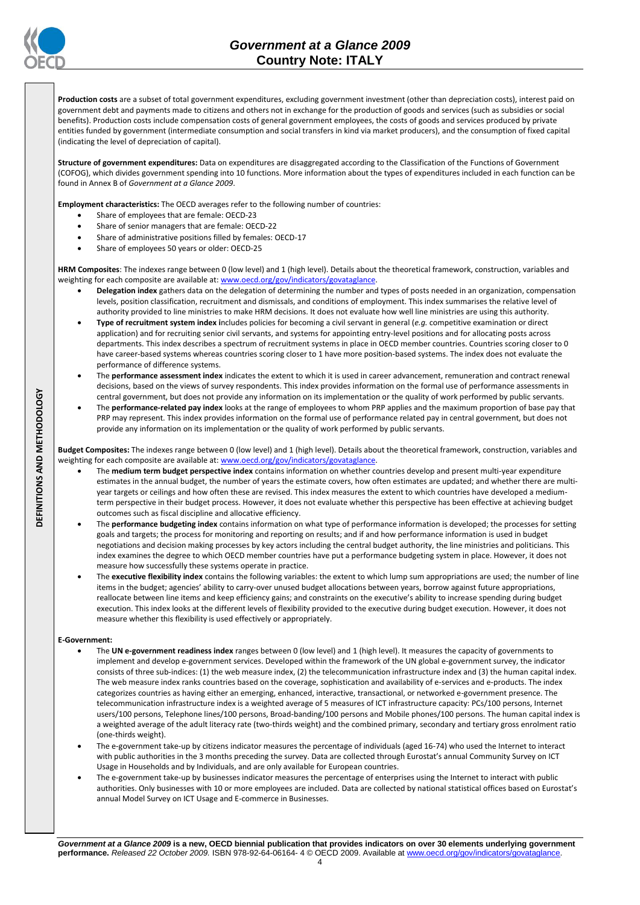**Production costs** are a subset of total government expenditures, excluding government investment (other than depreciation costs), interest paid on government debt and payments made to citizens and others not in exchange for the production of goods and services (such as subsidies or social benefits). Production costs include compensation costs of general government employees, the costs of goods and services produced by private entities funded by government (intermediate consumption and social transfers in kind via market producers), and the consumption of fixed capital (indicating the level of depreciation of capital).

**Structure of government expenditures:** Data on expenditures are disaggregated according to the Classification of the Functions of Government (COFOG), which divides government spending into 10 functions. More information about the types of expenditures included in each function can be found in Annex B of *Government at a Glance 2009*.

**Employment characteristics:** The OECD averages refer to the following number of countries:

- Share of employees that are female: OECD-23
- Share of senior managers that are female: OECD-22
- Share of administrative positions filled by females: OECD-17
- Share of employees 50 years or older: OECD-25

**HRM Composites**: The indexes range between 0 (low level) and 1 (high level). Details about the theoretical framework, construction, variables and weighting for each composite are available at: www.oecd.org/gov/indicators/govataglance.

- **Delegation index** gathers data on the delegation of determining the number and types of posts needed in an organization, compensation levels, position classification, recruitment and dismissals, and conditions of employment. This index summarises the relative level of authority provided to line ministries to make HRM decisions. It does not evaluate how well line ministries are using this authority.
- **Type of recruitment system index i**ncludes policies for becoming a civil servant in general (*e.g.* competitive examination or direct application) and for recruiting senior civil servants, and systems for appointing entry-level positions and for allocating posts across departments. This index describes a spectrum of recruitment systems in place in OECD member countries. Countries scoring closer to 0 have career-based systems whereas countries scoring closer to 1 have more position-based systems. The index does not evaluate the performance of difference systems.
- The **performance assessment index** indicates the extent to which it is used in career advancement, remuneration and contract renewal decisions, based on the views of survey respondents. This index provides information on the formal use of performance assessments in central government, but does not provide any information on its implementation or the quality of work performed by public servants.
- The **performance-related pay index** looks at the range of employees to whom PRP applies and the maximum proportion of base pay that PRP may represent. This index provides information on the formal use of performance related pay in central government, but does not provide any information on its implementation or the quality of work performed by public servants.

**Budget Composites:** The indexes range between 0 (low level) and 1 (high level). Details about the theoretical framework, construction, variables and weighting for each composite are available at: www.oecd.org/gov/indicators/govataglance.

- The **medium term budget perspective index** contains information on whether countries develop and present multi-year expenditure estimates in the annual budget, the number of years the estimate covers, how often estimates are updated; and whether there are multi-year targets or ceilings and how often these are revised. This index measures the extent to which countries have developed a medium-term perspective in their budget process. However, it does not evaluate whether this perspective has been effective at achieving budget outcomes such as fiscal discipline and allocative efficiency.
- The **performance budgeting index** contains information on what type of performance information is developed; the processes for setting goals and targets; the process for monitoring and reporting on results; and if and how performance information is used in budget negotiations and decision making processes by key actors including the central budget authority, the line ministries and politicians. This index examines the degree to which OECD member countries have put a performance budgeting system in place. However, it does not measure how successfully these systems operate in practice.
- The **executive flexibility index** contains the following variables: the extent to which lump sum appropriations are used; the number of line items in the budget; agencies' ability to carry-over unused budget allocations between years, borrow against future appropriations, reallocate between line items and keep efficiency gains; and constraints on the executive's ability to increase spending during budget execution. This index looks at the different levels of flexibility provided to the executive during budget execution. However, it does not measure whether this flexibility is used effectively or appropriately.

**E-Government:**

- The **UN e-government readiness index** ranges between 0 (low level) and 1 (high level). It measures the capacity of governments to implement and develop e-government services. Developed within the framework of the UN global e-government survey, the indicator consists of three sub-indices: (1) the web measure index, (2) the telecommunication infrastructure index and (3) the human capital index. The web measure index ranks countries based on the coverage, sophistication and availability of e-services and e-products. The index categorizes countries as having either an emerging, enhanced, interactive, transactional, or networked e-government presence. The telecommunication infrastructure index is a weighted average of 5 measures of ICT infrastructure capacity: PCs/100 persons, Internet users/100 persons, Telephone lines/100 persons, Broad-banding/100 persons and Mobile phones/100 persons. The human capital index is a weighted average of the adult literacy rate (two-thirds weight) and the combined primary, secondary and tertiary gross enrolment ratio (one-thirds weight).
- The e-government take-up by citizens indicator measures the percentage of individuals (aged 16-74) who used the Internet to interact with public authorities in the 3 months preceding the survey. Data are collected through Eurostat's annual Community Survey on ICT Usage in Households and by Individuals, and are only available for European countries.
- The e-government take-up by businesses indicator measures the percentage of enterprises using the Internet to interact with public authorities. Only businesses with 10 or more employees are included. Data are collected by national statistical offices based on Eurostat's annual Model Survey on ICT Usage and E-commerce in Businesses.